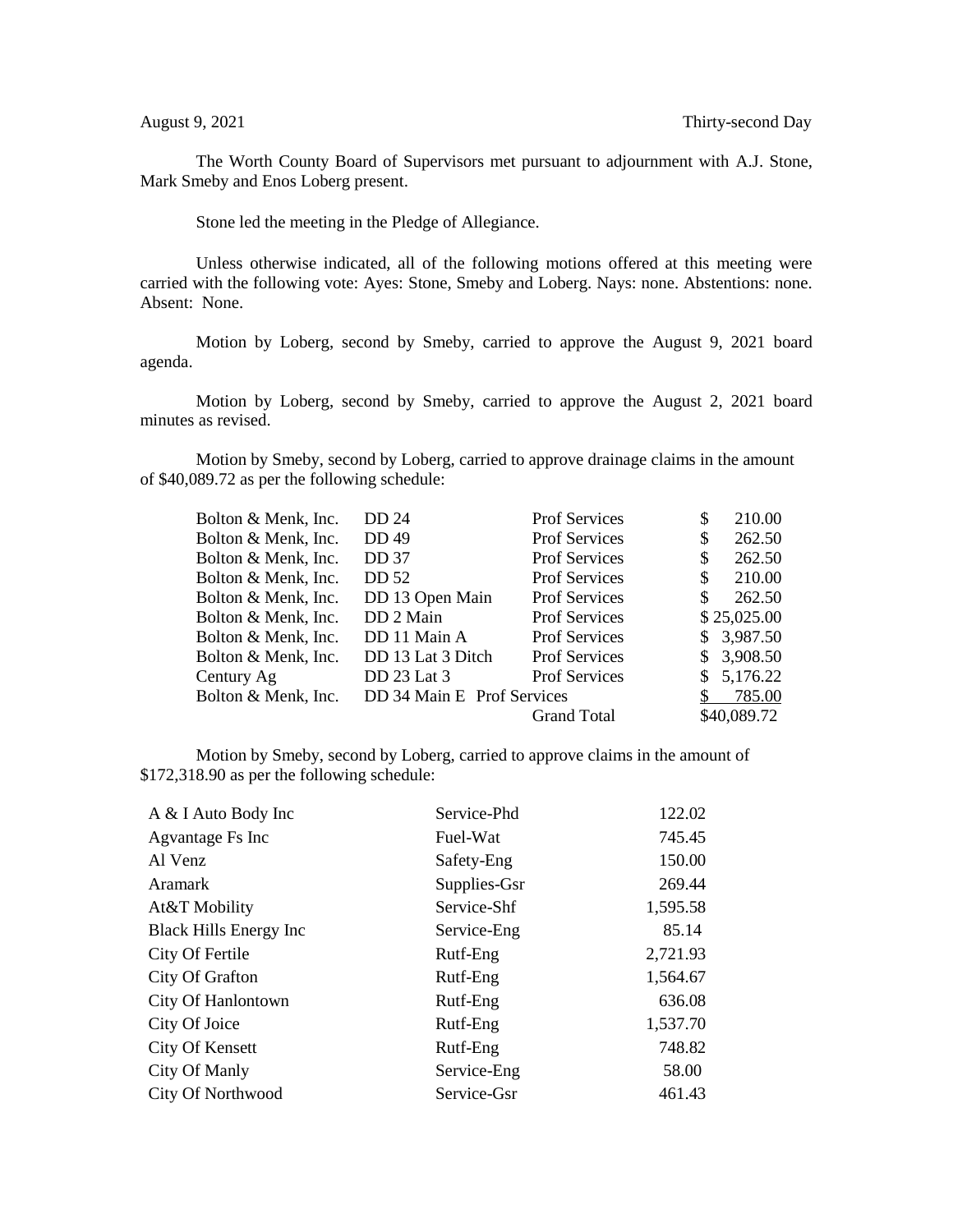August 9, 2021 Thirty-second Day

The Worth County Board of Supervisors met pursuant to adjournment with A.J. Stone, Mark Smeby and Enos Loberg present.

Stone led the meeting in the Pledge of Allegiance.

Unless otherwise indicated, all of the following motions offered at this meeting were carried with the following vote: Ayes: Stone, Smeby and Loberg. Nays: none. Abstentions: none. Absent: None.

Motion by Loberg, second by Smeby, carried to approve the August 9, 2021 board agenda.

Motion by Loberg, second by Smeby, carried to approve the August 2, 2021 board minutes as revised.

Motion by Smeby, second by Loberg, carried to approve drainage claims in the amount of $40,089.72 as per the following schedule:

| | | | |
|---|---|---|---|
| Bolton & Menk, Inc. | DD 24 | Prof Services | $ 210.00 |
| Bolton & Menk, Inc. | DD 49 | Prof Services | $ 262.50 |
| Bolton & Menk, Inc. | DD 37 | Prof Services | $ 262.50 |
| Bolton & Menk, Inc. | DD 52 | Prof Services | $ 210.00 |
| Bolton & Menk, Inc. | DD 13 Open Main | Prof Services | $ 262.50 |
| Bolton & Menk, Inc. | DD 2 Main | Prof Services | $ 25,025.00 |
| Bolton & Menk, Inc. | DD 11 Main A | Prof Services | $ 3,987.50 |
| Bolton & Menk, Inc. | DD 13 Lat 3 Ditch | Prof Services | $ 3,908.50 |
| Century Ag | DD 23 Lat 3 | Prof Services | $ 5,176.22 |
| Bolton & Menk, Inc. | DD 34 Main E | Prof Services | $ 785.00 |
| | | Grand Total | $40,089.72 |

Motion by Smeby, second by Loberg, carried to approve claims in the amount of $172,318.90 as per the following schedule:

| | | |
|---|---|---|
| A & I Auto Body Inc | Service-Phd | 122.02 |
| Agvantage Fs Inc | Fuel-Wat | 745.45 |
| Al Venz | Safety-Eng | 150.00 |
| Aramark | Supplies-Gsr | 269.44 |
| At&T Mobility | Service-Shf | 1,595.58 |
| Black Hills Energy Inc | Service-Eng | 85.14 |
| City Of Fertile | Rutf-Eng | 2,721.93 |
| City Of Grafton | Rutf-Eng | 1,564.67 |
| City Of Hanlontown | Rutf-Eng | 636.08 |
| City Of Joice | Rutf-Eng | 1,537.70 |
| City Of Kensett | Rutf-Eng | 748.82 |
| City Of Manly | Service-Eng | 58.00 |
| City Of Northwood | Service-Gsr | 461.43 |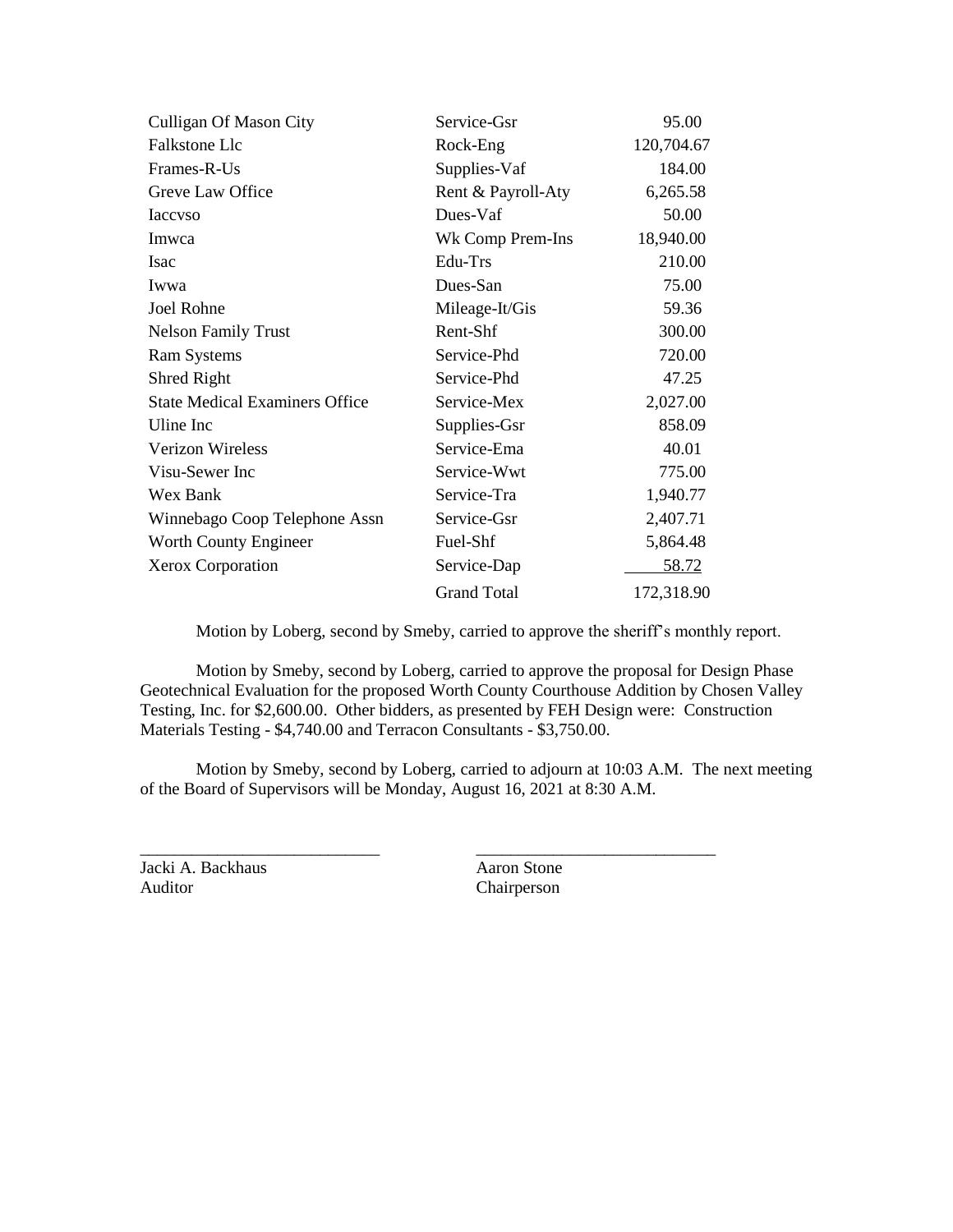| | | |
|---|---|---|
| Culligan Of Mason City | Service-Gsr | 95.00 |
| Falkstone Llc | Rock-Eng | 120,704.67 |
| Frames-R-Us | Supplies-Vaf | 184.00 |
| Greve Law Office | Rent & Payroll-Aty | 6,265.58 |
| Iaccvso | Dues-Vaf | 50.00 |
| Imwca | Wk Comp Prem-Ins | 18,940.00 |
| Isac | Edu-Trs | 210.00 |
| Iwwa | Dues-San | 75.00 |
| Joel Rohne | Mileage-It/Gis | 59.36 |
| Nelson Family Trust | Rent-Shf | 300.00 |
| Ram Systems | Service-Phd | 720.00 |
| Shred Right | Service-Phd | 47.25 |
| State Medical Examiners Office | Service-Mex | 2,027.00 |
| Uline Inc | Supplies-Gsr | 858.09 |
| Verizon Wireless | Service-Ema | 40.01 |
| Visu-Sewer Inc | Service-Wwt | 775.00 |
| Wex Bank | Service-Tra | 1,940.77 |
| Winnebago Coop Telephone Assn | Service-Gsr | 2,407.71 |
| Worth County Engineer | Fuel-Shf | 5,864.48 |
| Xerox Corporation | Service-Dap | 58.72 |
| | Grand Total | 172,318.90 |

Motion by Loberg, second by Smeby, carried to approve the sheriff's monthly report.

Motion by Smeby, second by Loberg, carried to approve the proposal for Design Phase Geotechnical Evaluation for the proposed Worth County Courthouse Addition by Chosen Valley Testing, Inc. for $2,600.00. Other bidders, as presented by FEH Design were: Construction Materials Testing - $4,740.00 and Terracon Consultants - $3,750.00.

Motion by Smeby, second by Loberg, carried to adjourn at 10:03 A.M. The next meeting of the Board of Supervisors will be Monday, August 16, 2021 at 8:30 A.M.

\_\_\_\_\_\_\_\_\_\_\_\_\_\_\_\_\_\_\_\_\_\_\_\_\_\_\_\_ \_\_\_\_\_\_\_\_\_\_\_\_\_\_\_\_\_\_\_\_\_\_\_\_\_\_\_\_

Jacki A. Backhaus
Auditor

Aaron Stone
Chairperson